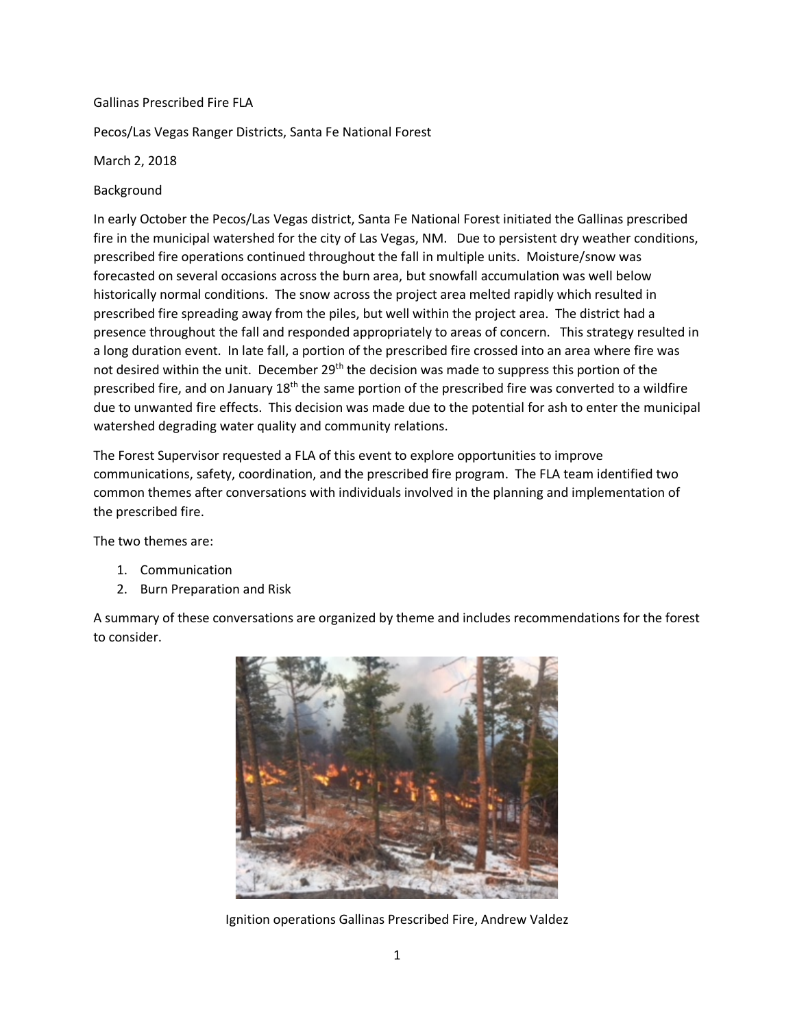Gallinas Prescribed Fire FLA

Pecos/Las Vegas Ranger Districts, Santa Fe National Forest

March 2, 2018

Background

In early October the Pecos/Las Vegas district, Santa Fe National Forest initiated the Gallinas prescribed fire in the municipal watershed for the city of Las Vegas, NM. Due to persistent dry weather conditions, prescribed fire operations continued throughout the fall in multiple units. Moisture/snow was forecasted on several occasions across the burn area, but snowfall accumulation was well below historically normal conditions. The snow across the project area melted rapidly which resulted in prescribed fire spreading away from the piles, but well within the project area. The district had a presence throughout the fall and responded appropriately to areas of concern. This strategy resulted in a long duration event. In late fall, a portion of the prescribed fire crossed into an area where fire was not desired within the unit. December 29th the decision was made to suppress this portion of the prescribed fire, and on January 18th the same portion of the prescribed fire was converted to a wildfire due to unwanted fire effects. This decision was made due to the potential for ash to enter the municipal watershed degrading water quality and community relations.

The Forest Supervisor requested a FLA of this event to explore opportunities to improve communications, safety, coordination, and the prescribed fire program. The FLA team identified two common themes after conversations with individuals involved in the planning and implementation of the prescribed fire.

The two themes are:

1. Communication
2. Burn Preparation and Risk

A summary of these conversations are organized by theme and includes recommendations for the forest to consider.

Ignition operations Gallinas Prescribed Fire, Andrew Valdez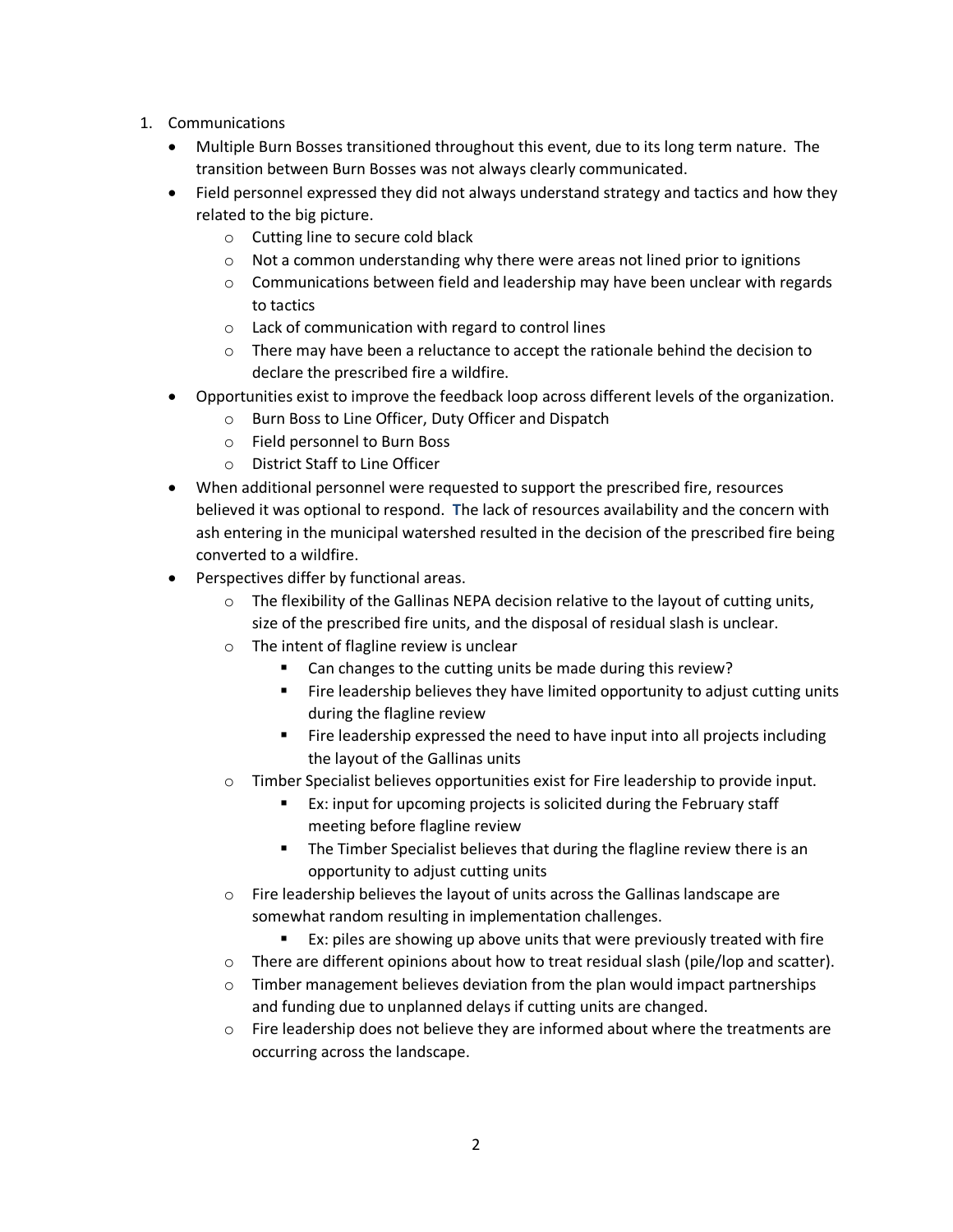1. Communications
   - Multiple Burn Bosses transitioned throughout this event, due to its long term nature. The transition between Burn Bosses was not always clearly communicated.
   - Field personnel expressed they did not always understand strategy and tactics and how they related to the big picture.
     - Cutting line to secure cold black
     - Not a common understanding why there were areas not lined prior to ignitions
     - Communications between field and leadership may have been unclear with regards to tactics
     - Lack of communication with regard to control lines
     - There may have been a reluctance to accept the rationale behind the decision to declare the prescribed fire a wildfire.
   - Opportunities exist to improve the feedback loop across different levels of the organization.
     - Burn Boss to Line Officer, Duty Officer and Dispatch
     - Field personnel to Burn Boss
     - District Staff to Line Officer
   - When additional personnel were requested to support the prescribed fire, resources believed it was optional to respond. The lack of resources availability and the concern with ash entering in the municipal watershed resulted in the decision of the prescribed fire being converted to a wildfire.
   - Perspectives differ by functional areas.
     - The flexibility of the Gallinas NEPA decision relative to the layout of cutting units, size of the prescribed fire units, and the disposal of residual slash is unclear.
     - The intent of flagline review is unclear
       - Can changes to the cutting units be made during this review?
       - Fire leadership believes they have limited opportunity to adjust cutting units during the flagline review
       - Fire leadership expressed the need to have input into all projects including the layout of the Gallinas units
     - Timber Specialist believes opportunities exist for Fire leadership to provide input.
       - Ex: input for upcoming projects is solicited during the February staff meeting before flagline review
       - The Timber Specialist believes that during the flagline review there is an opportunity to adjust cutting units
     - Fire leadership believes the layout of units across the Gallinas landscape are somewhat random resulting in implementation challenges.
       - Ex: piles are showing up above units that were previously treated with fire
     - There are different opinions about how to treat residual slash (pile/lop and scatter).
     - Timber management believes deviation from the plan would impact partnerships and funding due to unplanned delays if cutting units are changed.
     - Fire leadership does not believe they are informed about where the treatments are occurring across the landscape.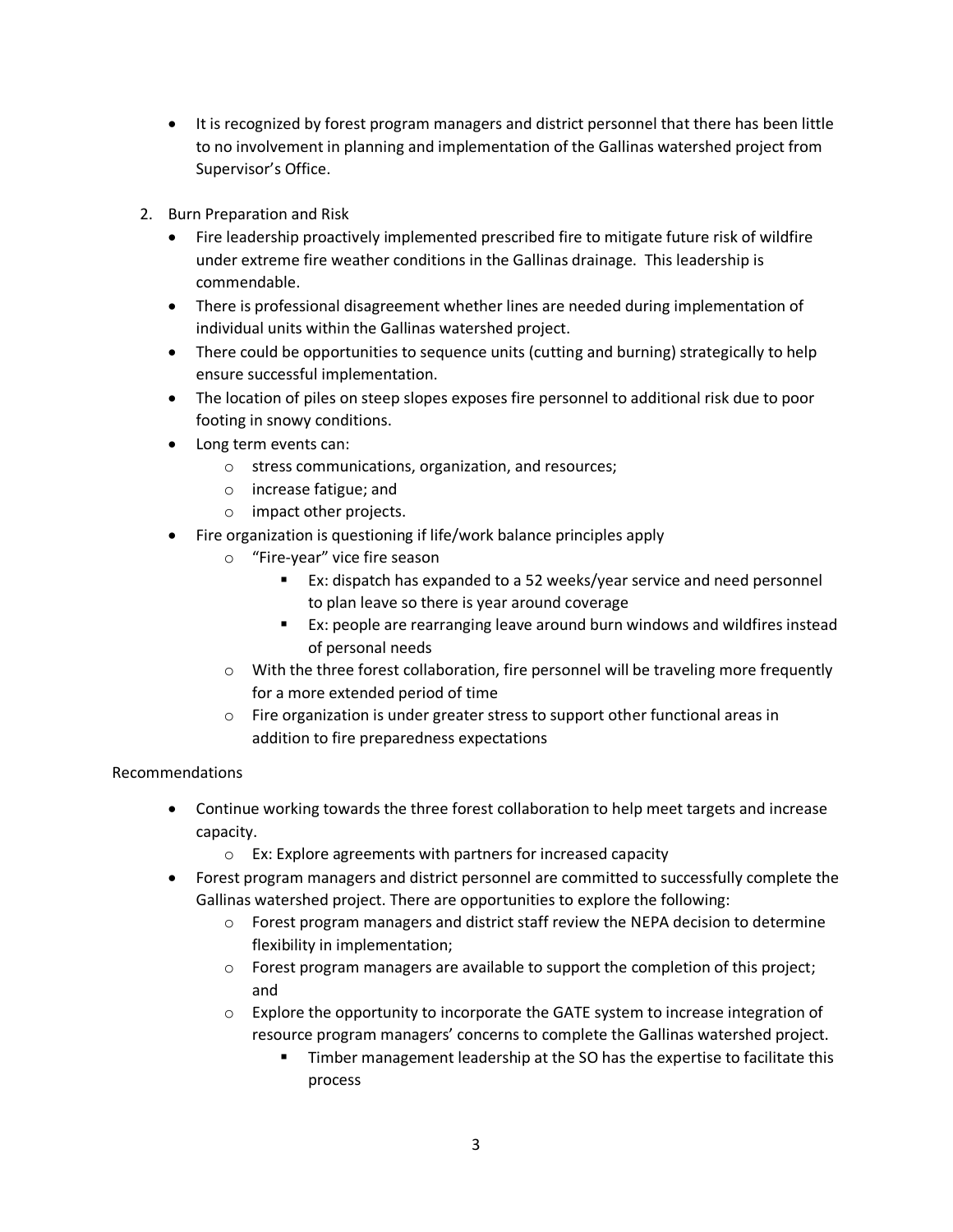- It is recognized by forest program managers and district personnel that there has been little to no involvement in planning and implementation of the Gallinas watershed project from Supervisor's Office.

2. Burn Preparation and Risk
   - Fire leadership proactively implemented prescribed fire to mitigate future risk of wildfire under extreme fire weather conditions in the Gallinas drainage. This leadership is commendable.
   - There is professional disagreement whether lines are needed during implementation of individual units within the Gallinas watershed project.
   - There could be opportunities to sequence units (cutting and burning) strategically to help ensure successful implementation.
   - The location of piles on steep slopes exposes fire personnel to additional risk due to poor footing in snowy conditions.
   - Long term events can:
     - stress communications, organization, and resources;
     - increase fatigue; and
     - impact other projects.
   - Fire organization is questioning if life/work balance principles apply
     - "Fire-year" vice fire season
       - Ex: dispatch has expanded to a 52 weeks/year service and need personnel to plan leave so there is year around coverage
       - Ex: people are rearranging leave around burn windows and wildfires instead of personal needs
     - With the three forest collaboration, fire personnel will be traveling more frequently for a more extended period of time
     - Fire organization is under greater stress to support other functional areas in addition to fire preparedness expectations

Recommendations

- Continue working towards the three forest collaboration to help meet targets and increase capacity.
  - Ex: Explore agreements with partners for increased capacity
- Forest program managers and district personnel are committed to successfully complete the Gallinas watershed project. There are opportunities to explore the following:
  - Forest program managers and district staff review the NEPA decision to determine flexibility in implementation;
  - Forest program managers are available to support the completion of this project; and
  - Explore the opportunity to incorporate the GATE system to increase integration of resource program managers' concerns to complete the Gallinas watershed project.
    - Timber management leadership at the SO has the expertise to facilitate this process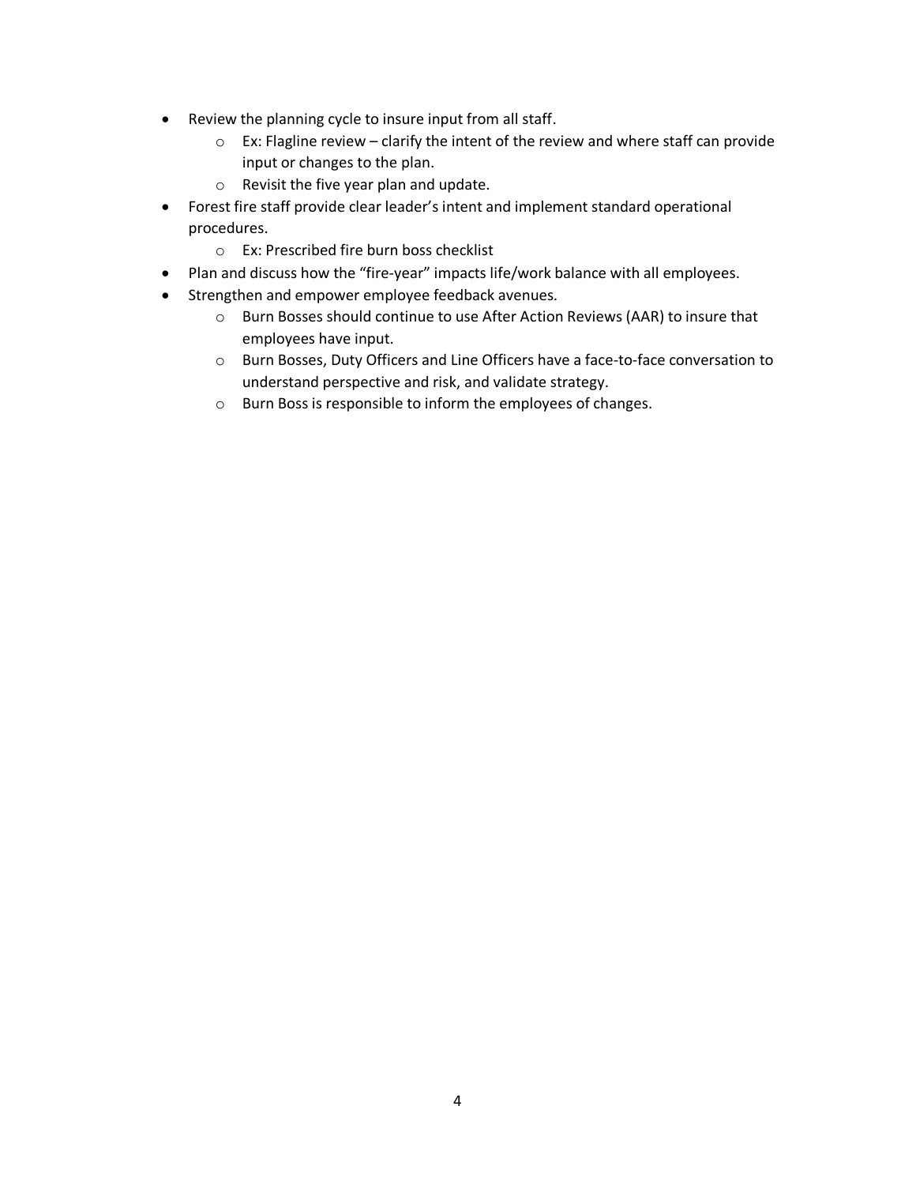- Review the planning cycle to insure input from all staff.
  - Ex: Flagline review – clarify the intent of the review and where staff can provide input or changes to the plan.
  - Revisit the five year plan and update.
- Forest fire staff provide clear leader's intent and implement standard operational procedures.
  - Ex: Prescribed fire burn boss checklist
- Plan and discuss how the "fire-year" impacts life/work balance with all employees.
- Strengthen and empower employee feedback avenues.
  - Burn Bosses should continue to use After Action Reviews (AAR) to insure that employees have input.
  - Burn Bosses, Duty Officers and Line Officers have a face-to-face conversation to understand perspective and risk, and validate strategy.
  - Burn Boss is responsible to inform the employees of changes.